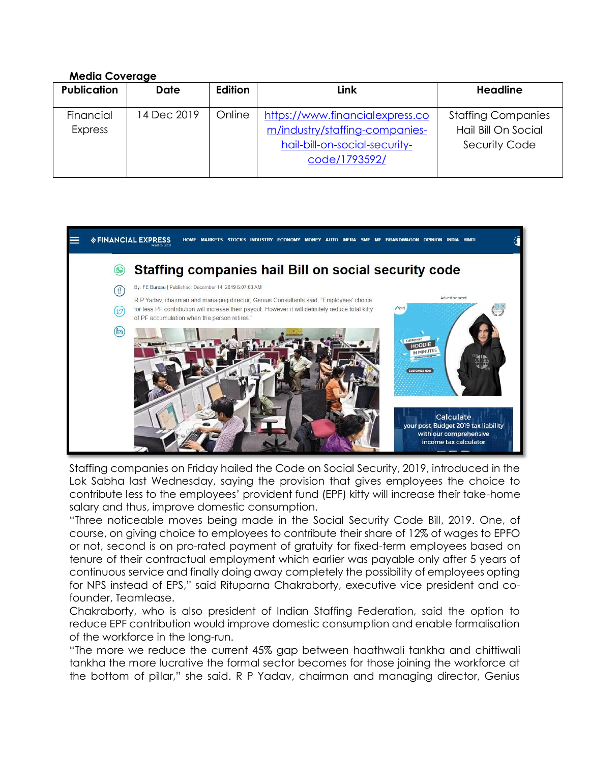**Media Coverage**

| Publication | Date | Edition | Link | Headline |
|---|---|---|---|---|
| Financial Express | 14 Dec 2019 | Online | https://www.financialexpress.com/industry/staffing-companies-hail-bill-on-social-security-code/1793592/ | Staffing Companies Hail Bill On Social Security Code |

Staffing companies on Friday hailed the Code on Social Security, 2019, introduced in the Lok Sabha last Wednesday, saying the provision that gives employees the choice to contribute less to the employees' provident fund (EPF) kitty will increase their take-home salary and thus, improve domestic consumption.

"Three noticeable moves being made in the Social Security Code Bill, 2019. One, of course, on giving choice to employees to contribute their share of 12% of wages to EPFO or not, second is on pro-rated payment of gratuity for fixed-term employees based on tenure of their contractual employment which earlier was payable only after 5 years of continuous service and finally doing away completely the possibility of employees opting for NPS instead of EPS," said Rituparna Chakraborty, executive vice president and co-founder, Teamlease.

Chakraborty, who is also president of Indian Staffing Federation, said the option to reduce EPF contribution would improve domestic consumption and enable formalisation of the workforce in the long-run.

"The more we reduce the current 45% gap between haathwali tankha and chittiwali tankha the more lucrative the formal sector becomes for those joining the workforce at the bottom of pillar," she said. R P Yadav, chairman and managing director, Genius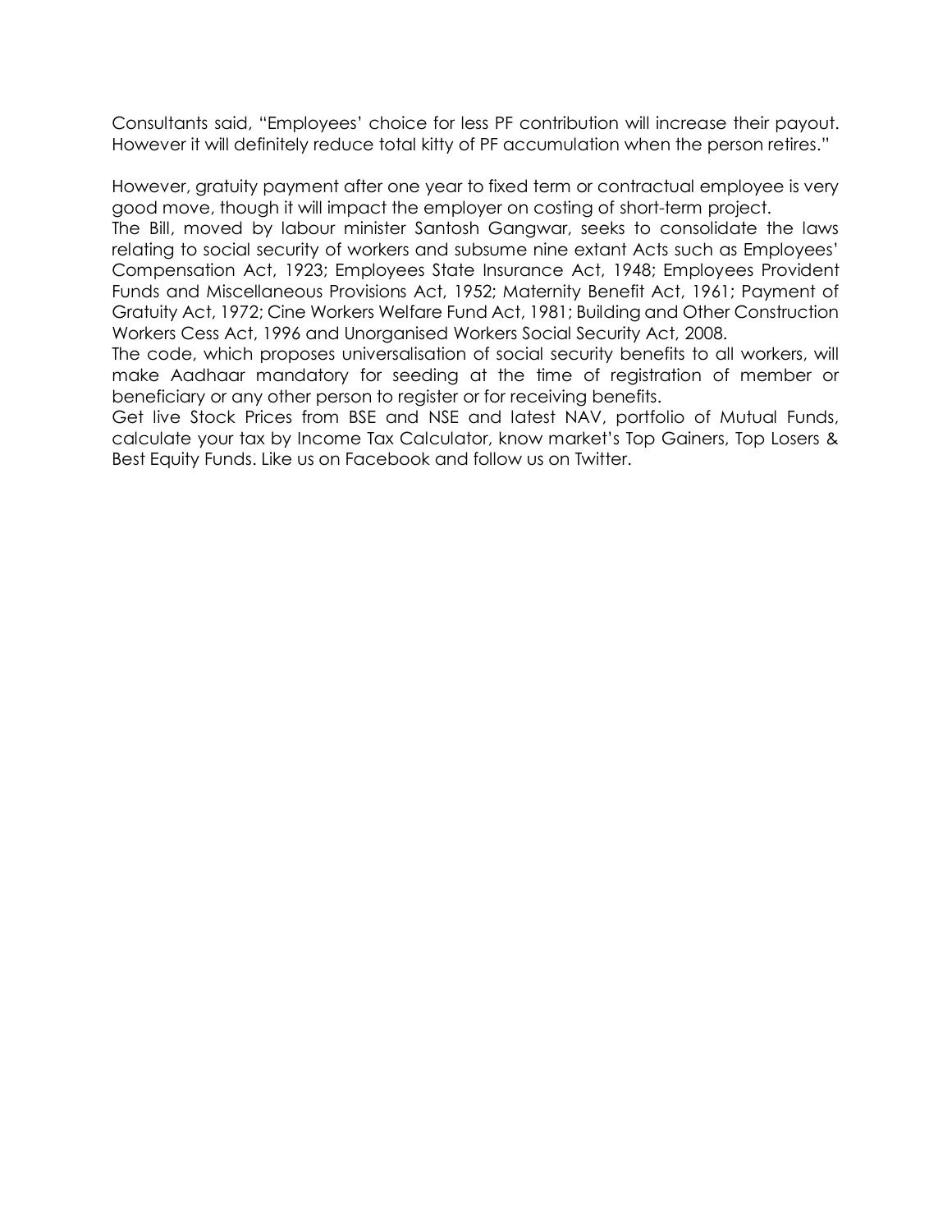Consultants said, "Employees' choice for less PF contribution will increase their payout. However it will definitely reduce total kitty of PF accumulation when the person retires."

However, gratuity payment after one year to fixed term or contractual employee is very good move, though it will impact the employer on costing of short-term project.

The Bill, moved by labour minister Santosh Gangwar, seeks to consolidate the laws relating to social security of workers and subsume nine extant Acts such as Employees' Compensation Act, 1923; Employees State Insurance Act, 1948; Employees Provident Funds and Miscellaneous Provisions Act, 1952; Maternity Benefit Act, 1961; Payment of Gratuity Act, 1972; Cine Workers Welfare Fund Act, 1981; Building and Other Construction Workers Cess Act, 1996 and Unorganised Workers Social Security Act, 2008.

The code, which proposes universalisation of social security benefits to all workers, will make Aadhaar mandatory for seeding at the time of registration of member or beneficiary or any other person to register or for receiving benefits.

Get live Stock Prices from BSE and NSE and latest NAV, portfolio of Mutual Funds, calculate your tax by Income Tax Calculator, know market's Top Gainers, Top Losers & Best Equity Funds. Like us on Facebook and follow us on Twitter.